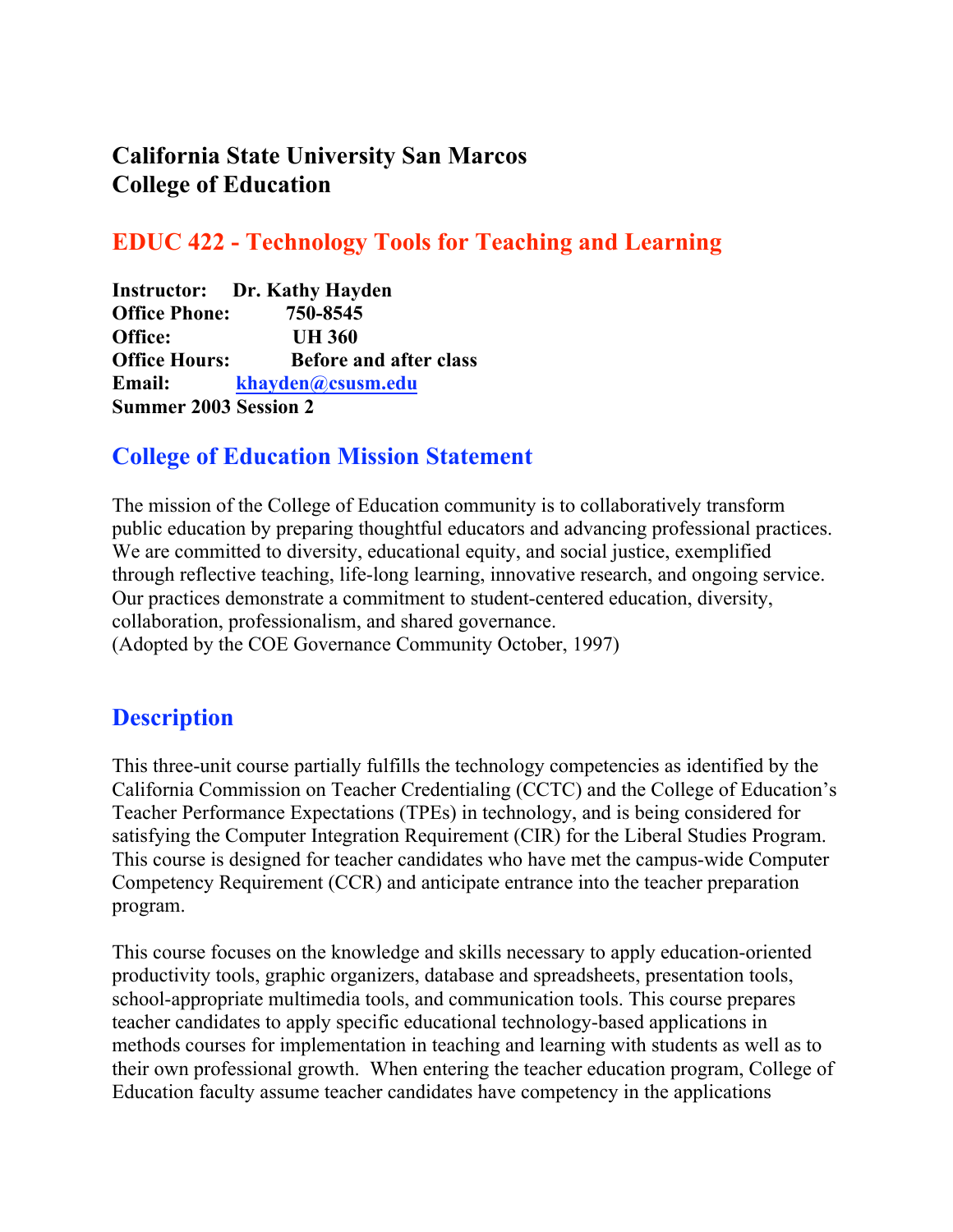# California State University San Marcos
# College of Education

## EDUC 422 - Technology Tools for Teaching and Learning

**Instructor:** **Dr. Kathy Hayden**
**Office Phone:** **750-8545**
**Office:** **UH 360**
**Office Hours:** **Before and after class**
**Email:** **khayden@csusm.edu**
**Summer 2003 Session 2**

## College of Education Mission Statement

The mission of the College of Education community is to collaboratively transform public education by preparing thoughtful educators and advancing professional practices. We are committed to diversity, educational equity, and social justice, exemplified through reflective teaching, life-long learning, innovative research, and ongoing service. Our practices demonstrate a commitment to student-centered education, diversity, collaboration, professionalism, and shared governance.
(Adopted by the COE Governance Community October, 1997)

## Description

This three-unit course partially fulfills the technology competencies as identified by the California Commission on Teacher Credentialing (CCTC) and the College of Education's Teacher Performance Expectations (TPEs) in technology, and is being considered for satisfying the Computer Integration Requirement (CIR) for the Liberal Studies Program. This course is designed for teacher candidates who have met the campus-wide Computer Competency Requirement (CCR) and anticipate entrance into the teacher preparation program.

This course focuses on the knowledge and skills necessary to apply education-oriented productivity tools, graphic organizers, database and spreadsheets, presentation tools, school-appropriate multimedia tools, and communication tools. This course prepares teacher candidates to apply specific educational technology-based applications in methods courses for implementation in teaching and learning with students as well as to their own professional growth. When entering the teacher education program, College of Education faculty assume teacher candidates have competency in the applications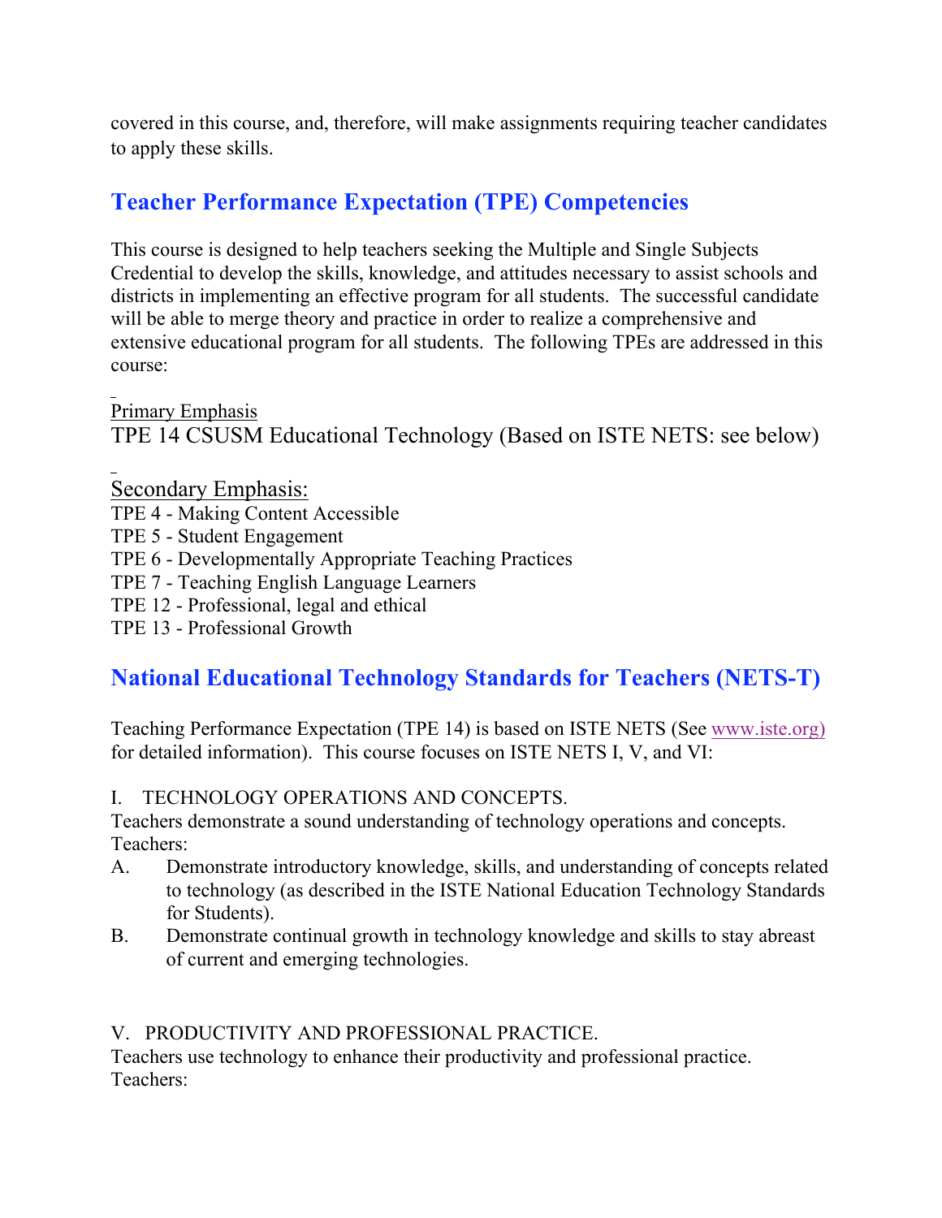covered in this course, and, therefore, will make assignments requiring teacher candidates to apply these skills.

## Teacher Performance Expectation (TPE) Competencies

This course is designed to help teachers seeking the Multiple and Single Subjects Credential to develop the skills, knowledge, and attitudes necessary to assist schools and districts in implementing an effective program for all students. The successful candidate will be able to merge theory and practice in order to realize a comprehensive and extensive educational program for all students. The following TPEs are addressed in this course:

Primary Emphasis

TPE 14 CSUSM Educational Technology (Based on ISTE NETS: see below)

Secondary Emphasis:

TPE 4 - Making Content Accessible
TPE 5 - Student Engagement
TPE 6 - Developmentally Appropriate Teaching Practices
TPE 7 - Teaching English Language Learners
TPE 12 - Professional, legal and ethical
TPE 13 - Professional Growth

## National Educational Technology Standards for Teachers (NETS-T)

Teaching Performance Expectation (TPE 14) is based on ISTE NETS (See www.iste.org) for detailed information). This course focuses on ISTE NETS I, V, and VI:

I. TECHNOLOGY OPERATIONS AND CONCEPTS.
Teachers demonstrate a sound understanding of technology operations and concepts. Teachers:

A. Demonstrate introductory knowledge, skills, and understanding of concepts related to technology (as described in the ISTE National Education Technology Standards for Students).
B. Demonstrate continual growth in technology knowledge and skills to stay abreast of current and emerging technologies.

V. PRODUCTIVITY AND PROFESSIONAL PRACTICE.
Teachers use technology to enhance their productivity and professional practice. Teachers: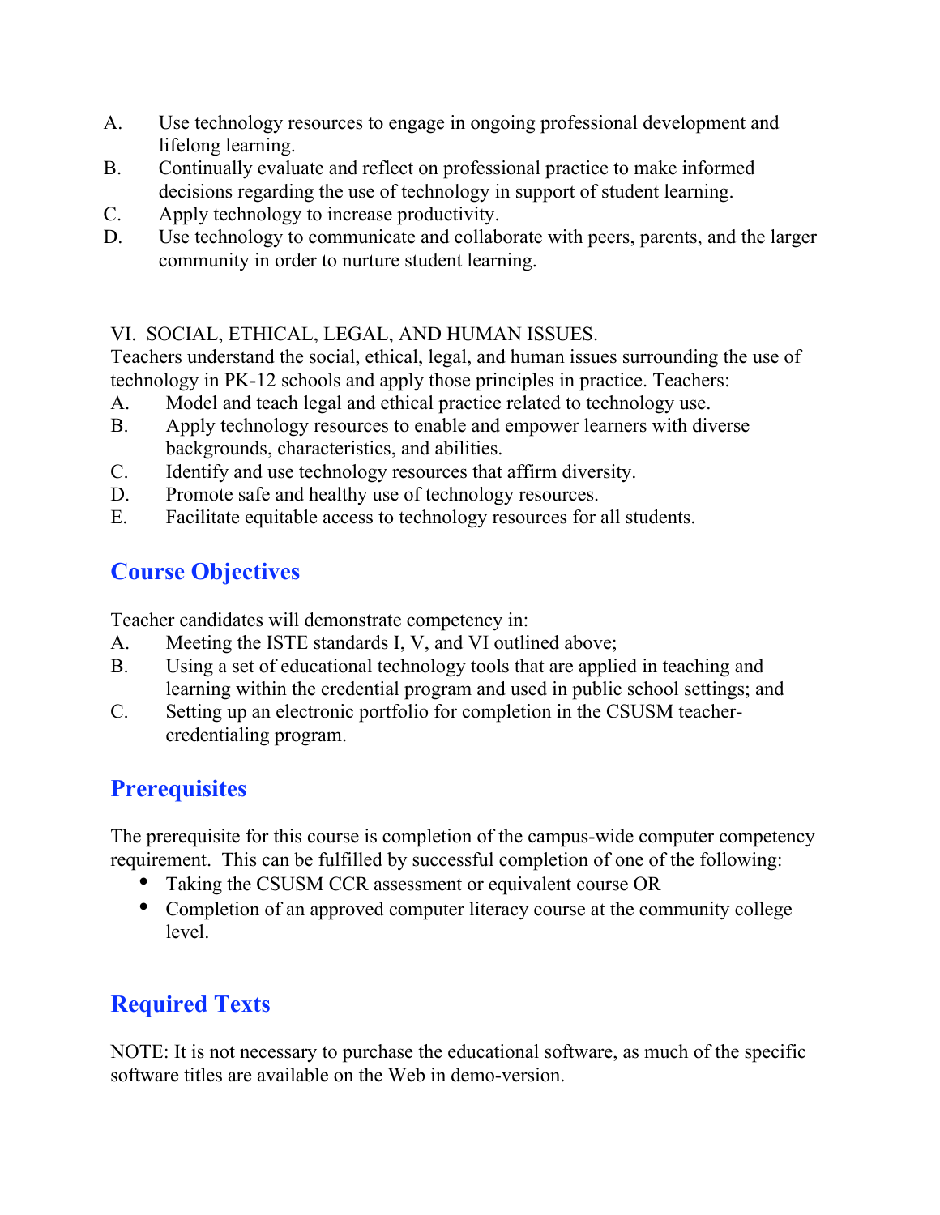A. Use technology resources to engage in ongoing professional development and lifelong learning.
B. Continually evaluate and reflect on professional practice to make informed decisions regarding the use of technology in support of student learning.
C. Apply technology to increase productivity.
D. Use technology to communicate and collaborate with peers, parents, and the larger community in order to nurture student learning.

VI. SOCIAL, ETHICAL, LEGAL, AND HUMAN ISSUES.
Teachers understand the social, ethical, legal, and human issues surrounding the use of technology in PK-12 schools and apply those principles in practice. Teachers:

A. Model and teach legal and ethical practice related to technology use.
B. Apply technology resources to enable and empower learners with diverse backgrounds, characteristics, and abilities.
C. Identify and use technology resources that affirm diversity.
D. Promote safe and healthy use of technology resources.
E. Facilitate equitable access to technology resources for all students.

## Course Objectives

Teacher candidates will demonstrate competency in:

A. Meeting the ISTE standards I, V, and VI outlined above;
B. Using a set of educational technology tools that are applied in teaching and learning within the credential program and used in public school settings; and
C. Setting up an electronic portfolio for completion in the CSUSM teacher-credentialing program.

## Prerequisites

The prerequisite for this course is completion of the campus-wide computer competency requirement. This can be fulfilled by successful completion of one of the following:

- Taking the CSUSM CCR assessment or equivalent course OR
- Completion of an approved computer literacy course at the community college level.

## Required Texts

NOTE: It is not necessary to purchase the educational software, as much of the specific software titles are available on the Web in demo-version.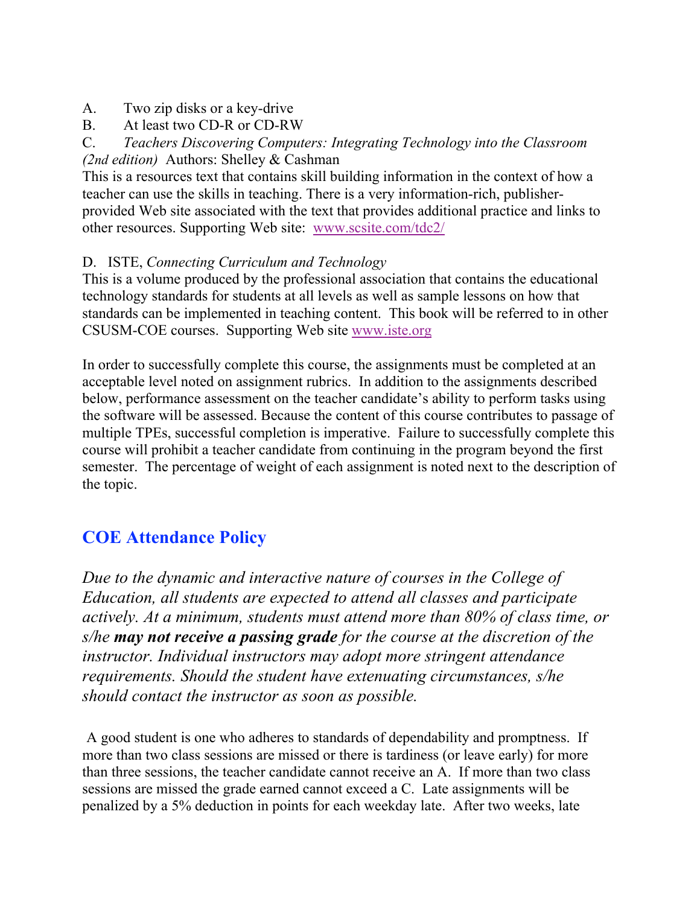A. Two zip disks or a key-drive

B. At least two CD-R or CD-RW

C. *Teachers Discovering Computers: Integrating Technology into the Classroom (2nd edition)* Authors: Shelley & Cashman

This is a resources text that contains skill building information in the context of how a teacher can use the skills in teaching. There is a very information-rich, publisher-provided Web site associated with the text that provides additional practice and links to other resources. Supporting Web site: [www.scsite.com/tdc2/](www.scsite.com/tdc2/)

D. ISTE, *Connecting Curriculum and Technology*

This is a volume produced by the professional association that contains the educational technology standards for students at all levels as well as sample lessons on how that standards can be implemented in teaching content. This book will be referred to in other CSUSM-COE courses. Supporting Web site [www.iste.org](www.iste.org)

In order to successfully complete this course, the assignments must be completed at an acceptable level noted on assignment rubrics. In addition to the assignments described below, performance assessment on the teacher candidate's ability to perform tasks using the software will be assessed. Because the content of this course contributes to passage of multiple TPEs, successful completion is imperative. Failure to successfully complete this course will prohibit a teacher candidate from continuing in the program beyond the first semester. The percentage of weight of each assignment is noted next to the description of the topic.

## COE Attendance Policy

*Due to the dynamic and interactive nature of courses in the College of Education, all students are expected to attend all classes and participate actively. At a minimum, students must attend more than 80% of class time, or s/he **may not receive a passing grade** for the course at the discretion of the instructor. Individual instructors may adopt more stringent attendance requirements. Should the student have extenuating circumstances, s/he should contact the instructor as soon as possible.*

A good student is one who adheres to standards of dependability and promptness. If more than two class sessions are missed or there is tardiness (or leave early) for more than three sessions, the teacher candidate cannot receive an A. If more than two class sessions are missed the grade earned cannot exceed a C. Late assignments will be penalized by a 5% deduction in points for each weekday late. After two weeks, late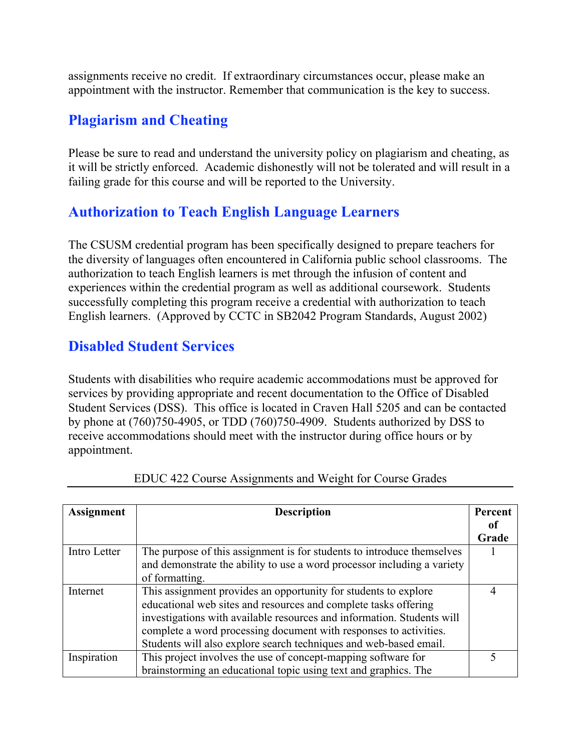assignments receive no credit. If extraordinary circumstances occur, please make an appointment with the instructor. Remember that communication is the key to success.

## Plagiarism and Cheating

Please be sure to read and understand the university policy on plagiarism and cheating, as it will be strictly enforced. Academic dishonestly will not be tolerated and will result in a failing grade for this course and will be reported to the University.

## Authorization to Teach English Language Learners

The CSUSM credential program has been specifically designed to prepare teachers for the diversity of languages often encountered in California public school classrooms. The authorization to teach English learners is met through the infusion of content and experiences within the credential program as well as additional coursework. Students successfully completing this program receive a credential with authorization to teach English learners. (Approved by CCTC in SB2042 Program Standards, August 2002)

## Disabled Student Services

Students with disabilities who require academic accommodations must be approved for services by providing appropriate and recent documentation to the Office of Disabled Student Services (DSS). This office is located in Craven Hall 5205 and can be contacted by phone at (760)750-4905, or TDD (760)750-4909. Students authorized by DSS to receive accommodations should meet with the instructor during office hours or by appointment.

EDUC 422 Course Assignments and Weight for Course Grades

| **Assignment** | **Description** | **Percent of Grade** |
|---|---|---|
| Intro Letter | The purpose of this assignment is for students to introduce themselves and demonstrate the ability to use a word processor including a variety of formatting. | 1 |
| Internet | This assignment provides an opportunity for students to explore educational web sites and resources and complete tasks offering investigations with available resources and information. Students will complete a word processing document with responses to activities. Students will also explore search techniques and web-based email. | 4 |
| Inspiration | This project involves the use of concept-mapping software for brainstorming an educational topic using text and graphics. The | 5 |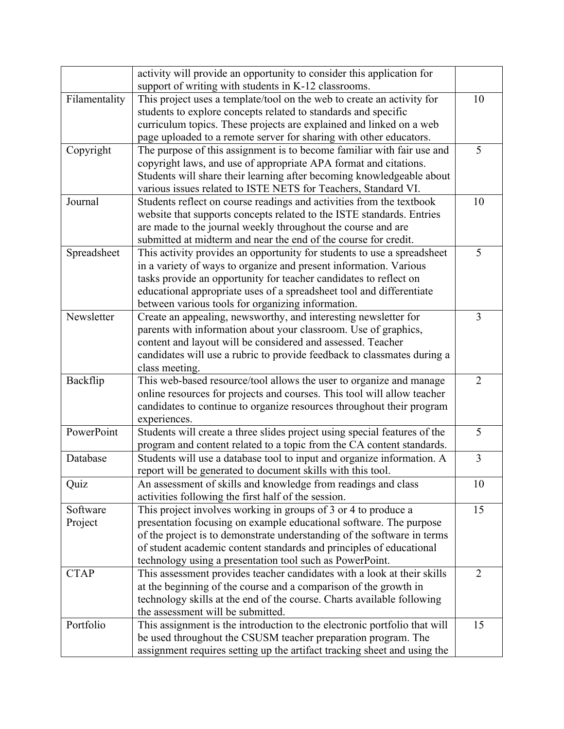| | | |
|---|---|---|
| | activity will provide an opportunity to consider this application for support of writing with students in K-12 classrooms. | |
| Filamentality | This project uses a template/tool on the web to create an activity for students to explore concepts related to standards and specific curriculum topics. These projects are explained and linked on a web page uploaded to a remote server for sharing with other educators. | 10 |
| Copyright | The purpose of this assignment is to become familiar with fair use and copyright laws, and use of appropriate APA format and citations. Students will share their learning after becoming knowledgeable about various issues related to ISTE NETS for Teachers, Standard VI. | 5 |
| Journal | Students reflect on course readings and activities from the textbook website that supports concepts related to the ISTE standards. Entries are made to the journal weekly throughout the course and are submitted at midterm and near the end of the course for credit. | 10 |
| Spreadsheet | This activity provides an opportunity for students to use a spreadsheet in a variety of ways to organize and present information. Various tasks provide an opportunity for teacher candidates to reflect on educational appropriate uses of a spreadsheet tool and differentiate between various tools for organizing information. | 5 |
| Newsletter | Create an appealing, newsworthy, and interesting newsletter for parents with information about your classroom. Use of graphics, content and layout will be considered and assessed. Teacher candidates will use a rubric to provide feedback to classmates during a class meeting. | 3 |
| Backflip | This web-based resource/tool allows the user to organize and manage online resources for projects and courses. This tool will allow teacher candidates to continue to organize resources throughout their program experiences. | 2 |
| PowerPoint | Students will create a three slides project using special features of the program and content related to a topic from the CA content standards. | 5 |
| Database | Students will use a database tool to input and organize information. A report will be generated to document skills with this tool. | 3 |
| Quiz | An assessment of skills and knowledge from readings and class activities following the first half of the session. | 10 |
| Software Project | This project involves working in groups of 3 or 4 to produce a presentation focusing on example educational software. The purpose of the project is to demonstrate understanding of the software in terms of student academic content standards and principles of educational technology using a presentation tool such as PowerPoint. | 15 |
| CTAP | This assessment provides teacher candidates with a look at their skills at the beginning of the course and a comparison of the growth in technology skills at the end of the course. Charts available following the assessment will be submitted. | 2 |
| Portfolio | This assignment is the introduction to the electronic portfolio that will be used throughout the CSUSM teacher preparation program. The assignment requires setting up the artifact tracking sheet and using the | 15 |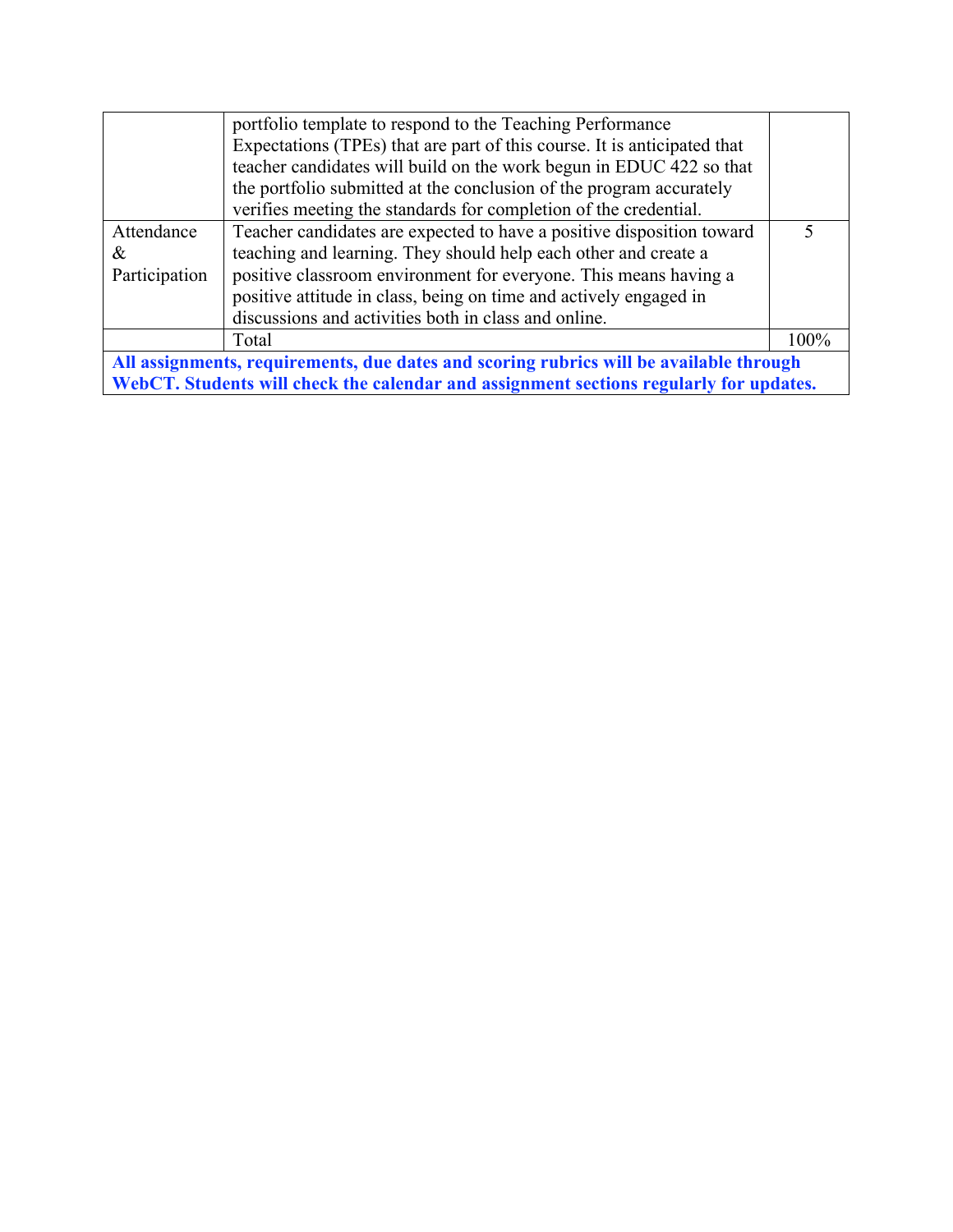| | | |
|---|---|---|
| | portfolio template to respond to the Teaching Performance Expectations (TPEs) that are part of this course. It is anticipated that teacher candidates will build on the work begun in EDUC 422 so that the portfolio submitted at the conclusion of the program accurately verifies meeting the standards for completion of the credential. | |
| Attendance & Participation | Teacher candidates are expected to have a positive disposition toward teaching and learning. They should help each other and create a positive classroom environment for everyone. This means having a positive attitude in class, being on time and actively engaged in discussions and activities both in class and online. | 5 |
| | Total | 100% |
| **All assignments, requirements, due dates and scoring rubrics will be available through WebCT. Students will check the calendar and assignment sections regularly for updates.** | | |